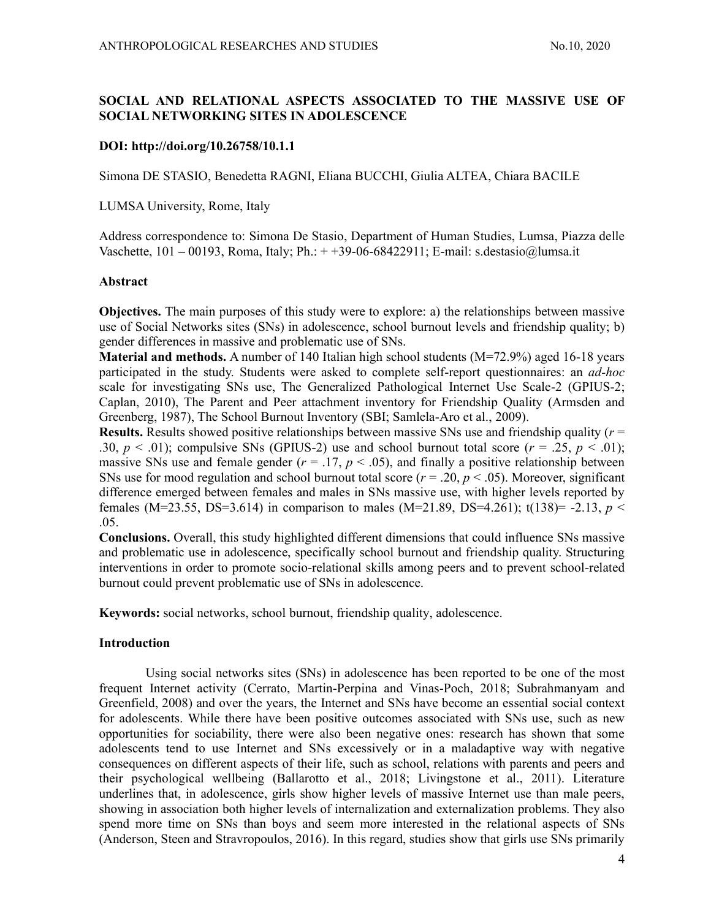# SOCIAL AND RELATIONAL ASPECTS ASSOCIATED TO THE MASSIVE USE OF SOCIAL NETWORKING SITES IN ADOLESCENCE

**DOI: http://doi.org/10.26758/10.1.1**

Simona DE STASIO, Benedetta RAGNI, Eliana BUCCHI, Giulia ALTEA, Chiara BACILE

LUMSA University, Rome, Italy

Address correspondence to: Simona De Stasio, Department of Human Studies, Lumsa, Piazza delle Vaschette, 101 – 00193, Roma, Italy; Ph.: + +39-06-68422911; E-mail: s.destasio@lumsa.it

## Abstract

**Objectives.** The main purposes of this study were to explore: a) the relationships between massive use of Social Networks sites (SNs) in adolescence, school burnout levels and friendship quality; b) gender differences in massive and problematic use of SNs.

**Material and methods.** A number of 140 Italian high school students (M=72.9%) aged 16-18 years participated in the study. Students were asked to complete self-report questionnaires: an *ad-hoc* scale for investigating SNs use, The Generalized Pathological Internet Use Scale-2 (GPIUS-2; Caplan, 2010), The Parent and Peer attachment inventory for Friendship Quality (Armsden and Greenberg, 1987), The School Burnout Inventory (SBI; Samlela-Aro et al., 2009).

**Results.** Results showed positive relationships between massive SNs use and friendship quality ($r$ = .30, $p$ < .01); compulsive SNs (GPIUS-2) use and school burnout total score ($r$ = .25, $p$ < .01); massive SNs use and female gender ($r$ = .17, $p$ < .05), and finally a positive relationship between SNs use for mood regulation and school burnout total score ($r$ = .20, $p$ < .05). Moreover, significant difference emerged between females and males in SNs massive use, with higher levels reported by females (M=23.55, DS=3.614) in comparison to males (M=21.89, DS=4.261); t(138)= -2.13, $p$ < .05.

**Conclusions.** Overall, this study highlighted different dimensions that could influence SNs massive and problematic use in adolescence, specifically school burnout and friendship quality. Structuring interventions in order to promote socio-relational skills among peers and to prevent school-related burnout could prevent problematic use of SNs in adolescence.

**Keywords:** social networks, school burnout, friendship quality, adolescence.

## Introduction

Using social networks sites (SNs) in adolescence has been reported to be one of the most frequent Internet activity (Cerrato, Martin-Perpina and Vinas-Poch, 2018; Subrahmanyam and Greenfield, 2008) and over the years, the Internet and SNs have become an essential social context for adolescents. While there have been positive outcomes associated with SNs use, such as new opportunities for sociability, there were also been negative ones: research has shown that some adolescents tend to use Internet and SNs excessively or in a maladaptive way with negative consequences on different aspects of their life, such as school, relations with parents and peers and their psychological wellbeing (Ballarotto et al., 2018; Livingstone et al., 2011). Literature underlines that, in adolescence, girls show higher levels of massive Internet use than male peers, showing in association both higher levels of internalization and externalization problems. They also spend more time on SNs than boys and seem more interested in the relational aspects of SNs (Anderson, Steen and Stravropoulos, 2016). In this regard, studies show that girls use SNs primarily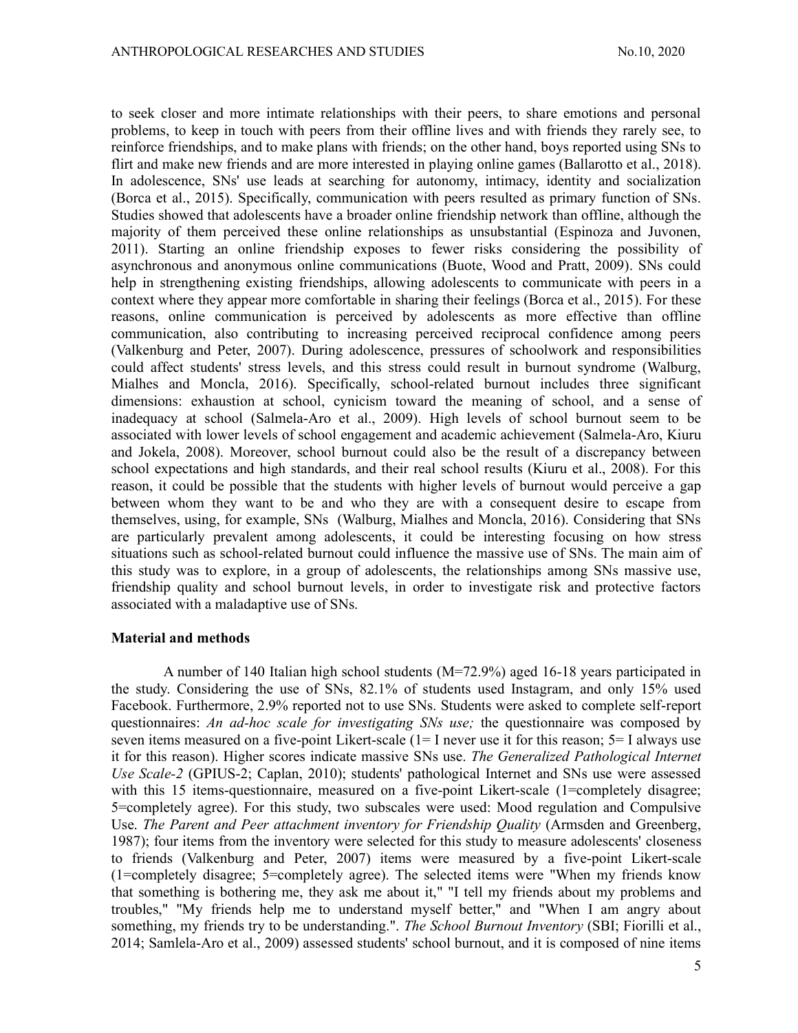to seek closer and more intimate relationships with their peers, to share emotions and personal problems, to keep in touch with peers from their offline lives and with friends they rarely see, to reinforce friendships, and to make plans with friends; on the other hand, boys reported using SNs to flirt and make new friends and are more interested in playing online games (Ballarotto et al., 2018). In adolescence, SNs' use leads at searching for autonomy, intimacy, identity and socialization (Borca et al., 2015). Specifically, communication with peers resulted as primary function of SNs. Studies showed that adolescents have a broader online friendship network than offline, although the majority of them perceived these online relationships as unsubstantial (Espinoza and Juvonen, 2011). Starting an online friendship exposes to fewer risks considering the possibility of asynchronous and anonymous online communications (Buote, Wood and Pratt, 2009). SNs could help in strengthening existing friendships, allowing adolescents to communicate with peers in a context where they appear more comfortable in sharing their feelings (Borca et al., 2015). For these reasons, online communication is perceived by adolescents as more effective than offline communication, also contributing to increasing perceived reciprocal confidence among peers (Valkenburg and Peter, 2007). During adolescence, pressures of schoolwork and responsibilities could affect students' stress levels, and this stress could result in burnout syndrome (Walburg, Mialhes and Moncla, 2016). Specifically, school-related burnout includes three significant dimensions: exhaustion at school, cynicism toward the meaning of school, and a sense of inadequacy at school (Salmela-Aro et al., 2009). High levels of school burnout seem to be associated with lower levels of school engagement and academic achievement (Salmela-Aro, Kiuru and Jokela, 2008). Moreover, school burnout could also be the result of a discrepancy between school expectations and high standards, and their real school results (Kiuru et al., 2008). For this reason, it could be possible that the students with higher levels of burnout would perceive a gap between whom they want to be and who they are with a consequent desire to escape from themselves, using, for example, SNs (Walburg, Mialhes and Moncla, 2016). Considering that SNs are particularly prevalent among adolescents, it could be interesting focusing on how stress situations such as school-related burnout could influence the massive use of SNs. The main aim of this study was to explore, in a group of adolescents, the relationships among SNs massive use, friendship quality and school burnout levels, in order to investigate risk and protective factors associated with a maladaptive use of SNs.

## Material and methods

A number of 140 Italian high school students (M=72.9%) aged 16-18 years participated in the study. Considering the use of SNs, 82.1% of students used Instagram, and only 15% used Facebook. Furthermore, 2.9% reported not to use SNs. Students were asked to complete self-report questionnaires: *An ad-hoc scale for investigating SNs use;* the questionnaire was composed by seven items measured on a five-point Likert-scale (1= I never use it for this reason; 5= I always use it for this reason). Higher scores indicate massive SNs use. *The Generalized Pathological Internet Use Scale-2* (GPIUS-2; Caplan, 2010); students' pathological Internet and SNs use were assessed with this 15 items-questionnaire, measured on a five-point Likert-scale (1=completely disagree; 5=completely agree). For this study, two subscales were used: Mood regulation and Compulsive Use. *The Parent and Peer attachment inventory for Friendship Quality* (Armsden and Greenberg, 1987); four items from the inventory were selected for this study to measure adolescents' closeness to friends (Valkenburg and Peter, 2007) items were measured by a five-point Likert-scale (1=completely disagree; 5=completely agree). The selected items were "When my friends know that something is bothering me, they ask me about it," "I tell my friends about my problems and troubles," "My friends help me to understand myself better," and "When I am angry about something, my friends try to be understanding.". *The School Burnout Inventory* (SBI; Fiorilli et al., 2014; Samlela-Aro et al., 2009) assessed students' school burnout, and it is composed of nine items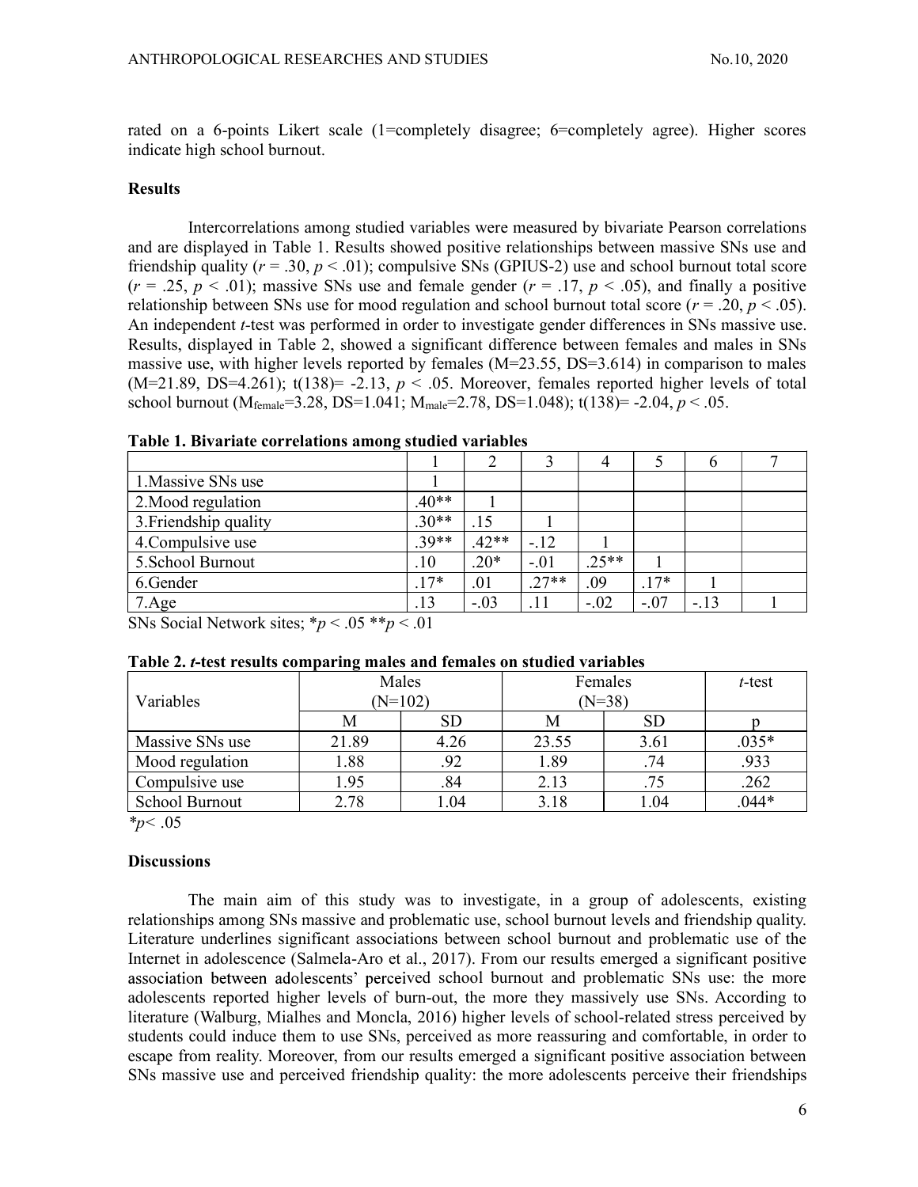rated on a 6-points Likert scale (1=completely disagree; 6=completely agree). Higher scores indicate high school burnout.

**Results**

Intercorrelations among studied variables were measured by bivariate Pearson correlations and are displayed in Table 1. Results showed positive relationships between massive SNs use and friendship quality ($r$ = .30, $p$ < .01); compulsive SNs (GPIUS-2) use and school burnout total score ($r$ = .25, $p$ < .01); massive SNs use and female gender ($r$ = .17, $p$ < .05), and finally a positive relationship between SNs use for mood regulation and school burnout total score ($r$ = .20, $p$ < .05). An independent $t$-test was performed in order to investigate gender differences in SNs massive use. Results, displayed in Table 2, showed a significant difference between females and males in SNs massive use, with higher levels reported by females (M=23.55, DS=3.614) in comparison to males (M=21.89, DS=4.261); t(138)= -2.13, $p$ < .05. Moreover, females reported higher levels of total school burnout ($M_{female}$=3.28, DS=1.041; $M_{male}$=2.78, DS=1.048); t(138)= -2.04, $p$ < .05.

**Table 1. Bivariate correlations among studied variables**

| | 1 | 2 | 3 | 4 | 5 | 6 | 7 |
|---|---|---|---|---|---|---|---|
| 1.Massive SNs use | 1 | | | | | | |
| 2.Mood regulation | .40** | 1 | | | | | |
| 3.Friendship quality | .30** | .15 | 1 | | | | |
| 4.Compulsive use | .39** | .42** | -.12 | 1 | | | |
| 5.School Burnout | .10 | .20* | -.01 | .25** | 1 | | |
| 6.Gender | .17* | .01 | .27** | .09 | .17* | 1 | |
| 7.Age | .13 | -.03 | .11 | -.02 | -.07 | -.13 | 1 |

SNs Social Network sites; *$p$ < .05 **$p$ < .01

**Table 2. $t$-test results comparing males and females on studied variables**

| Variables | Males (N=102) | | Females (N=38) | | $t$-test |
|---|---|---|---|---|---|
| | M | SD | M | SD | p |
| Massive SNs use | 21.89 | 4.26 | 23.55 | 3.61 | .035* |
| Mood regulation | 1.88 | .92 | 1.89 | .74 | .933 |
| Compulsive use | 1.95 | .84 | 2.13 | .75 | .262 |
| School Burnout | 2.78 | 1.04 | 3.18 | 1.04 | .044* |

*$p$< .05

**Discussions**

The main aim of this study was to investigate, in a group of adolescents, existing relationships among SNs massive and problematic use, school burnout levels and friendship quality. Literature underlines significant associations between school burnout and problematic use of the Internet in adolescence (Salmela-Aro et al., 2017). From our results emerged a significant positive association between adolescents' perceived school burnout and problematic SNs use: the more adolescents reported higher levels of burn-out, the more they massively use SNs. According to literature (Walburg, Mialhes and Moncla, 2016) higher levels of school-related stress perceived by students could induce them to use SNs, perceived as more reassuring and comfortable, in order to escape from reality. Moreover, from our results emerged a significant positive association between SNs massive use and perceived friendship quality: the more adolescents perceive their friendships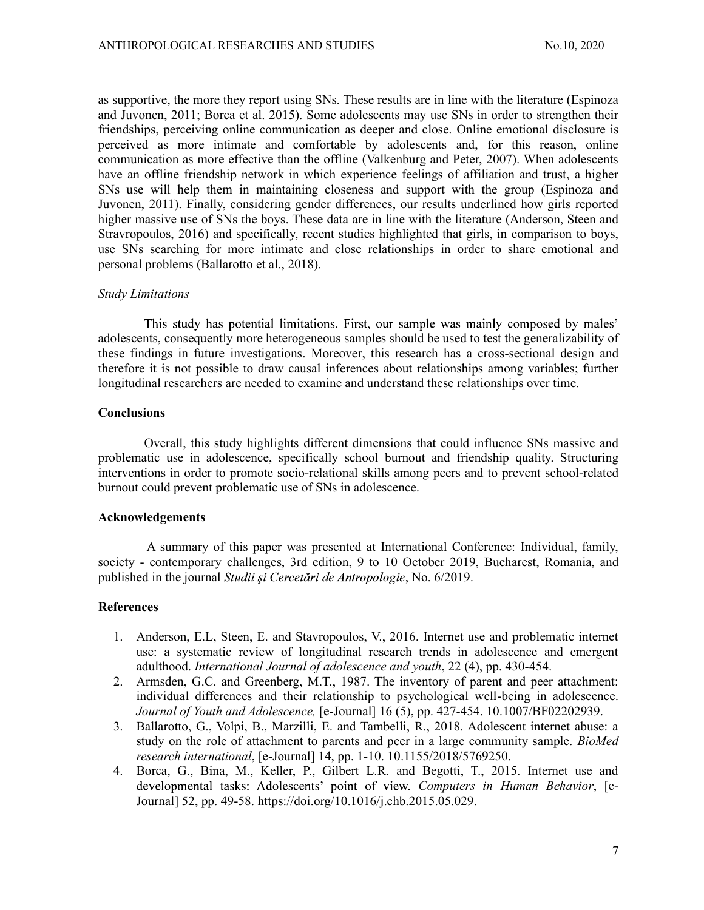as supportive, the more they report using SNs. These results are in line with the literature (Espinoza and Juvonen, 2011; Borca et al. 2015). Some adolescents may use SNs in order to strengthen their friendships, perceiving online communication as deeper and close. Online emotional disclosure is perceived as more intimate and comfortable by adolescents and, for this reason, online communication as more effective than the offline (Valkenburg and Peter, 2007). When adolescents have an offline friendship network in which experience feelings of affiliation and trust, a higher SNs use will help them in maintaining closeness and support with the group (Espinoza and Juvonen, 2011). Finally, considering gender differences, our results underlined how girls reported higher massive use of SNs the boys. These data are in line with the literature (Anderson, Steen and Stravropoulos, 2016) and specifically, recent studies highlighted that girls, in comparison to boys, use SNs searching for more intimate and close relationships in order to share emotional and personal problems (Ballarotto et al., 2018).

*Study Limitations*

This study has potential limitations. First, our sample was mainly composed by males' adolescents, consequently more heterogeneous samples should be used to test the generalizability of these findings in future investigations. Moreover, this research has a cross-sectional design and therefore it is not possible to draw causal inferences about relationships among variables; further longitudinal researchers are needed to examine and understand these relationships over time.

## Conclusions

Overall, this study highlights different dimensions that could influence SNs massive and problematic use in adolescence, specifically school burnout and friendship quality. Structuring interventions in order to promote socio-relational skills among peers and to prevent school-related burnout could prevent problematic use of SNs in adolescence.

## Acknowledgements

A summary of this paper was presented at International Conference: Individual, family, society - contemporary challenges, 3rd edition, 9 to 10 October 2019, Bucharest, Romania, and published in the journal *Studii şi Cercetări de Antropologie*, No. 6/2019.

## References

1. Anderson, E.L, Steen, E. and Stavropoulos, V., 2016. Internet use and problematic internet use: a systematic review of longitudinal research trends in adolescence and emergent adulthood. *International Journal of adolescence and youth*, 22 (4), pp. 430-454.
2. Armsden, G.C. and Greenberg, M.T., 1987. The inventory of parent and peer attachment: individual differences and their relationship to psychological well-being in adolescence. *Journal of Youth and Adolescence,* [e-Journal] 16 (5), pp. 427-454. 10.1007/BF02202939.
3. Ballarotto, G., Volpi, B., Marzilli, E. and Tambelli, R., 2018. Adolescent internet abuse: a study on the role of attachment to parents and peer in a large community sample. *BioMed research international*, [e-Journal] 14, pp. 1-10. 10.1155/2018/5769250.
4. Borca, G., Bina, M., Keller, P., Gilbert L.R. and Begotti, T., 2015. Internet use and developmental tasks: Adolescents' point of view. *Computers in Human Behavior*, [e-Journal] 52, pp. 49-58. https://doi.org/10.1016/j.chb.2015.05.029.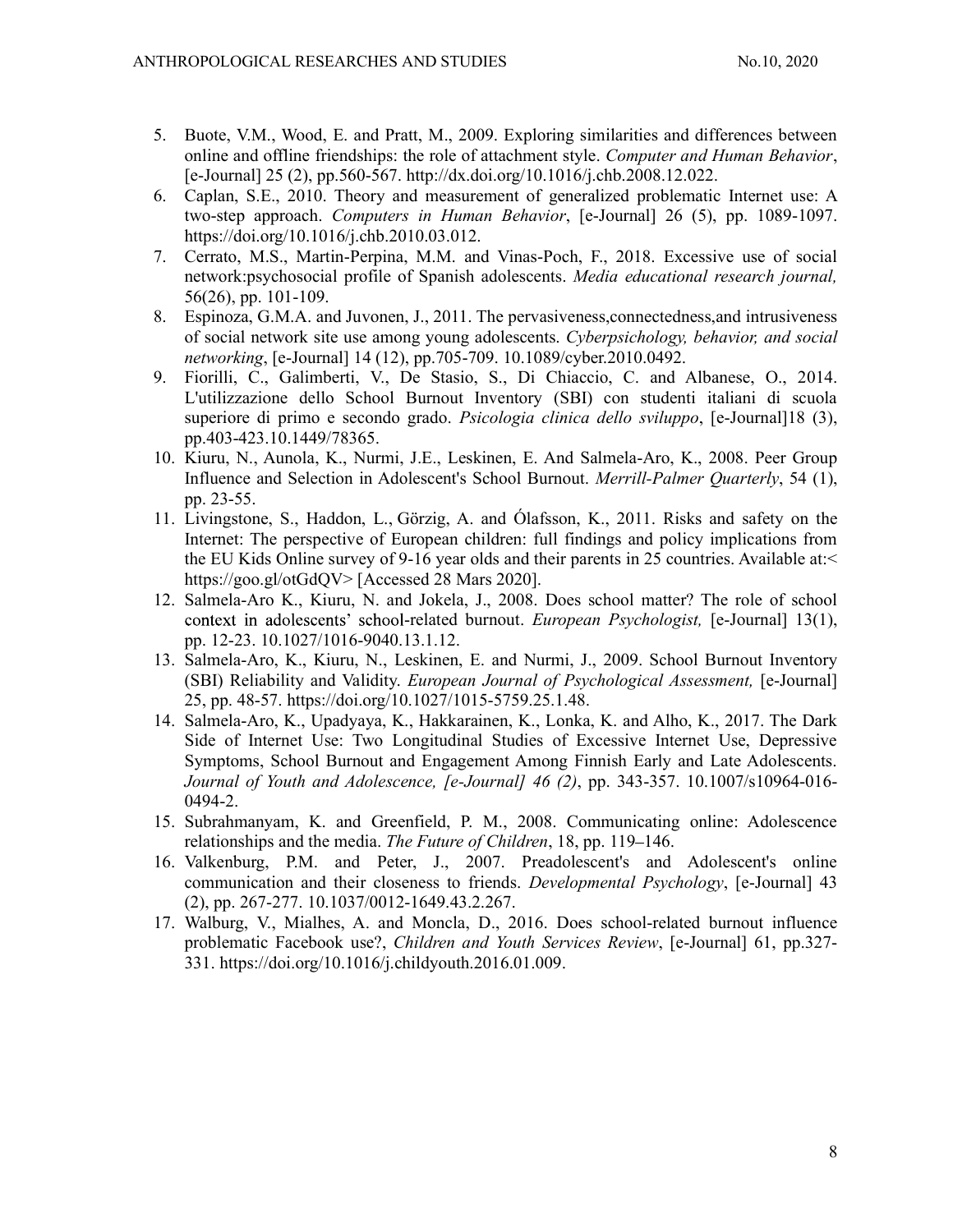5. Buote, V.M., Wood, E. and Pratt, M., 2009. Exploring similarities and differences between online and offline friendships: the role of attachment style. *Computer and Human Behavior*, [e-Journal] 25 (2), pp.560-567. http://dx.doi.org/10.1016/j.chb.2008.12.022.
6. Caplan, S.E., 2010. Theory and measurement of generalized problematic Internet use: A two-step approach. *Computers in Human Behavior*, [e-Journal] 26 (5), pp. 1089-1097. https://doi.org/10.1016/j.chb.2010.03.012.
7. Cerrato, M.S., Martin-Perpina, M.M. and Vinas-Poch, F., 2018. Excessive use of social network:psychosocial profile of Spanish adolescents. *Media educational research journal,* 56(26), pp. 101-109.
8. Espinoza, G.M.A. and Juvonen, J., 2011. The pervasiveness,connectedness,and intrusiveness of social network site use among young adolescents. *Cyberpsichology, behavior, and social networking*, [e-Journal] 14 (12), pp.705-709. 10.1089/cyber.2010.0492.
9. Fiorilli, C., Galimberti, V., De Stasio, S., Di Chiaccio, C. and Albanese, O., 2014. L'utilizzazione dello School Burnout Inventory (SBI) con studenti italiani di scuola superiore di primo e secondo grado. *Psicologia clinica dello sviluppo*, [e-Journal]18 (3), pp.403-423.10.1449/78365.
10. Kiuru, N., Aunola, K., Nurmi, J.E., Leskinen, E. And Salmela-Aro, K., 2008. Peer Group Influence and Selection in Adolescent's School Burnout. *Merrill-Palmer Quarterly*, 54 (1), pp. 23-55.
11. Livingstone, S., Haddon, L., Görzig, A. and Ólafsson, K., 2011. Risks and safety on the Internet: The perspective of European children: full findings and policy implications from the EU Kids Online survey of 9-16 year olds and their parents in 25 countries. Available at:< https://goo.gl/otGdQV> [Accessed 28 Mars 2020].
12. Salmela-Aro K., Kiuru, N. and Jokela, J., 2008. Does school matter? The role of school context in adolescents' school-related burnout. *European Psychologist,* [e-Journal] 13(1), pp. 12-23. 10.1027/1016-9040.13.1.12.
13. Salmela-Aro, K., Kiuru, N., Leskinen, E. and Nurmi, J., 2009. School Burnout Inventory (SBI) Reliability and Validity. *European Journal of Psychological Assessment,* [e-Journal] 25, pp. 48-57. https://doi.org/10.1027/1015-5759.25.1.48.
14. Salmela-Aro, K., Upadyaya, K., Hakkarainen, K., Lonka, K. and Alho, K., 2017. The Dark Side of Internet Use: Two Longitudinal Studies of Excessive Internet Use, Depressive Symptoms, School Burnout and Engagement Among Finnish Early and Late Adolescents. *Journal of Youth and Adolescence, [e-Journal] 46 (2)*, pp. 343-357. 10.1007/s10964-016-0494-2.
15. Subrahmanyam, K. and Greenfield, P. M., 2008. Communicating online: Adolescence relationships and the media. *The Future of Children*, 18, pp. 119–146.
16. Valkenburg, P.M. and Peter, J., 2007. Preadolescent's and Adolescent's online communication and their closeness to friends. *Developmental Psychology*, [e-Journal] 43 (2), pp. 267-277. 10.1037/0012-1649.43.2.267.
17. Walburg, V., Mialhes, A. and Moncla, D., 2016. Does school-related burnout influence problematic Facebook use?, *Children and Youth Services Review*, [e-Journal] 61, pp.327-331. https://doi.org/10.1016/j.childyouth.2016.01.009.